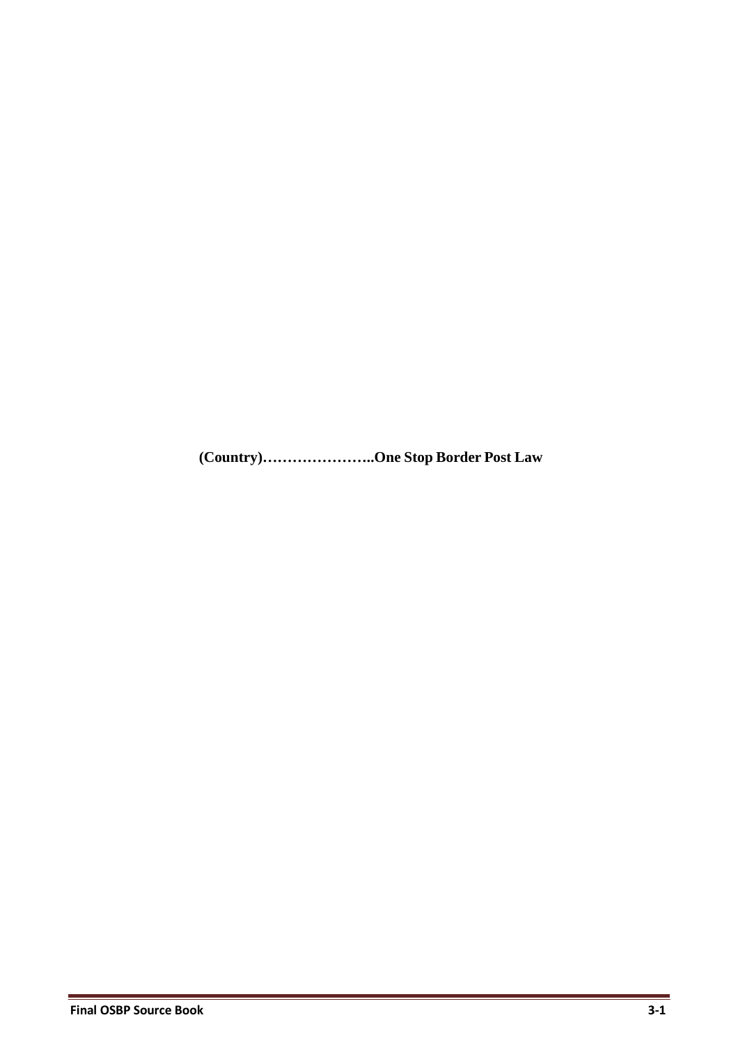**(Country)…………………..One Stop Border Post Law**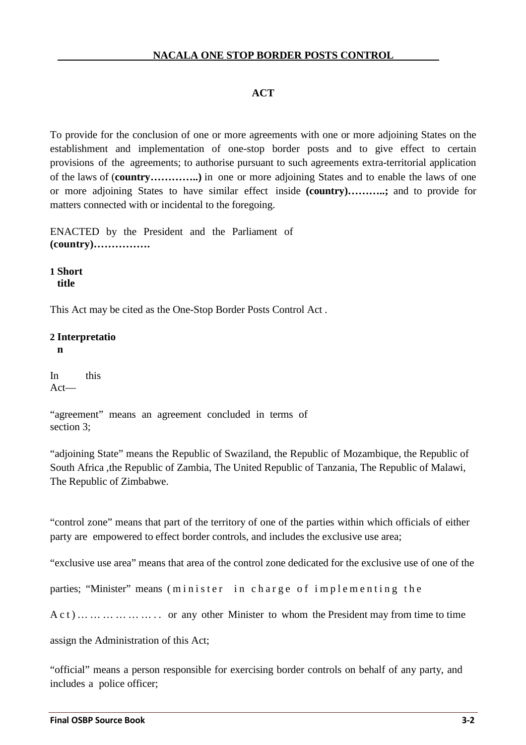## NACALA ONE STOP BORDER POSTS CONTROL

## ACT

To provide for the conclusion of one or more agreements with one or more adjoining States on the establishment and implementation of one-stop border posts and to give effect to certain provisions of the agreements; to authorise pursuant to such agreements extra-territorial application of the laws of (**country…………..)** in one or more adjoining States and to enable the laws of one or more adjoining States to have similar effect inside **(country)………..;** and to provide for matters connected with or incidental to the foregoing.

ENACTED by the President and the Parliament of **(country)…………….**

**1 Short title**

This Act may be cited as the One-Stop Border Posts Control Act .

**2 Interpretation**

In this Act—

"agreement" means an agreement concluded in terms of section 3;

"adjoining State" means the Republic of Swaziland, the Republic of Mozambique, the Republic of South Africa ,the Republic of Zambia, The United Republic of Tanzania, The Republic of Malawi, The Republic of Zimbabwe.

"control zone" means that part of the territory of one of the parties within which officials of either party are empowered to effect border controls, and includes the exclusive use area;

"exclusive use area" means that area of the control zone dedicated for the exclusive use of one of the parties;

"Minister" means (minister in charge of implementing the Act)…………………. or any other Minister to whom the President may from time to time assign the Administration of this Act;

"official" means a person responsible for exercising border controls on behalf of any party, and includes a police officer;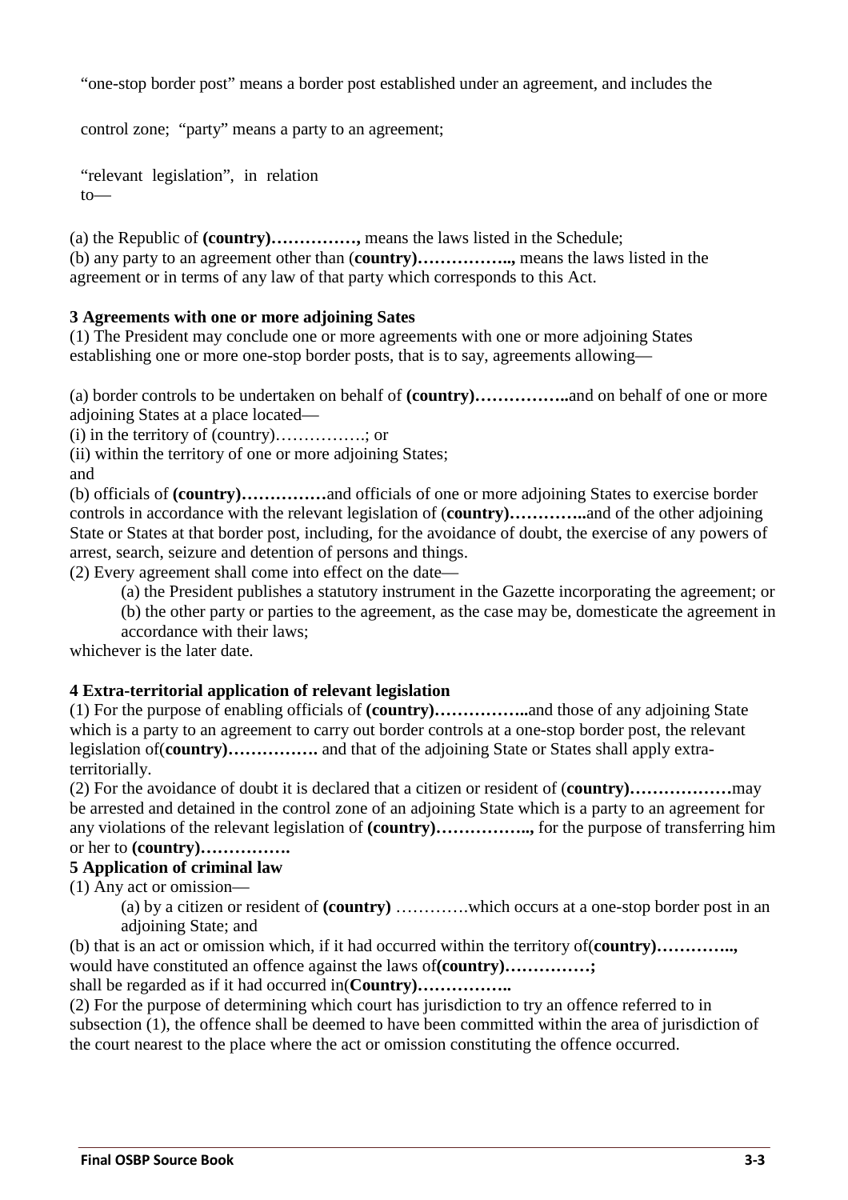"one-stop border post" means a border post established under an agreement, and includes the

control zone; "party" means a party to an agreement;

"relevant legislation", in relation to—

(a) the Republic of **(country)……………,** means the laws listed in the Schedule;
(b) any party to an agreement other than (**country)……………..,** means the laws listed in the agreement or in terms of any law of that party which corresponds to this Act.

**3 Agreements with one or more adjoining Sates**

(1) The President may conclude one or more agreements with one or more adjoining States establishing one or more one-stop border posts, that is to say, agreements allowing—

(a) border controls to be undertaken on behalf of **(country)……………..**and on behalf of one or more adjoining States at a place located—
(i) in the territory of (country)…………….; or
(ii) within the territory of one or more adjoining States;
and
(b) officials of **(country)……………**and officials of one or more adjoining States to exercise border controls in accordance with the relevant legislation of (**country)…………..**and of the other adjoining State or States at that border post, including, for the avoidance of doubt, the exercise of any powers of arrest, search, seizure and detention of persons and things.
(2) Every agreement shall come into effect on the date—

(a) the President publishes a statutory instrument in the Gazette incorporating the agreement; or
(b) the other party or parties to the agreement, as the case may be, domesticate the agreement in accordance with their laws;

whichever is the later date.

**4 Extra-territorial application of relevant legislation**

(1) For the purpose of enabling officials of **(country)……………..**and those of any adjoining State which is a party to an agreement to carry out border controls at a one-stop border post, the relevant legislation of(**country)……………. ** and that of the adjoining State or States shall apply extra-territorially.
(2) For the avoidance of doubt it is declared that a citizen or resident of (**country)………………**may be arrested and detained in the control zone of an adjoining State which is a party to an agreement for any violations of the relevant legislation of **(country)……………..,** for the purpose of transferring him or her to **(country)…………….**

**5 Application of criminal law**

(1) Any act or omission—

(a) by a citizen or resident of **(country)** ………….which occurs at a one-stop border post in an adjoining State; and

(b) that is an act or omission which, if it had occurred within the territory of(**country)…………..,** would have constituted an offence against the laws of**(country)……………;**
shall be regarded as if it had occurred in(**Country)……………..**
(2) For the purpose of determining which court has jurisdiction to try an offence referred to in subsection (1), the offence shall be deemed to have been committed within the area of jurisdiction of the court nearest to the place where the act or omission constituting the offence occurred.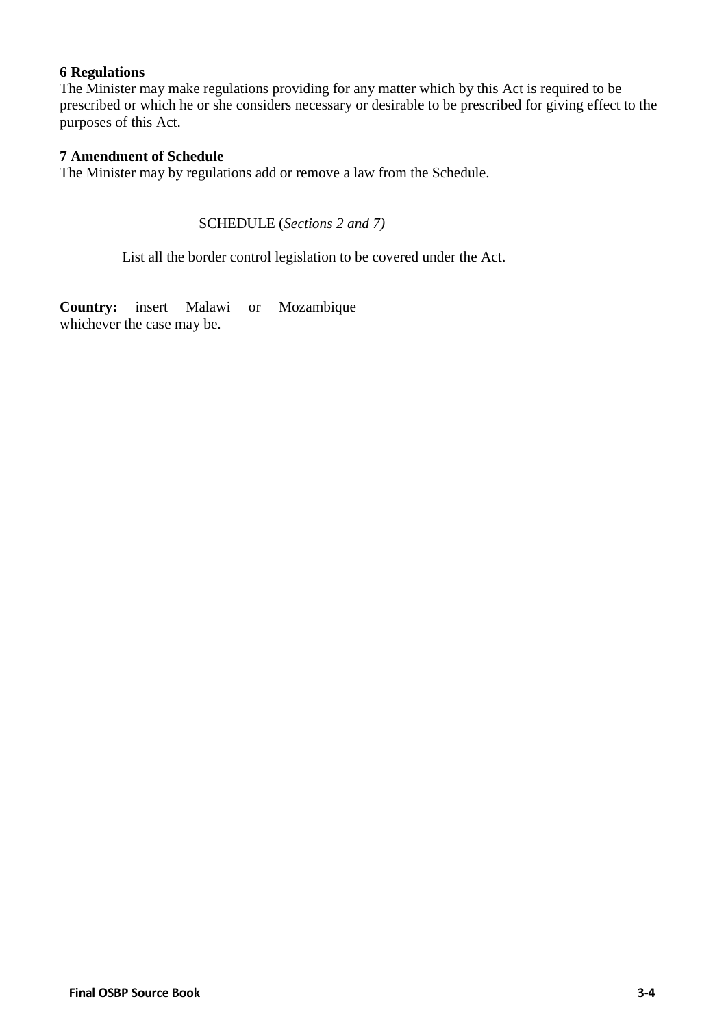**6 Regulations**
The Minister may make regulations providing for any matter which by this Act is required to be prescribed or which he or she considers necessary or desirable to be prescribed for giving effect to the purposes of this Act.

**7 Amendment of Schedule**
The Minister may by regulations add or remove a law from the Schedule.

SCHEDULE (*Sections 2 and 7)*

List all the border control legislation to be covered under the Act.

**Country:** insert Malawi or Mozambique whichever the case may be.